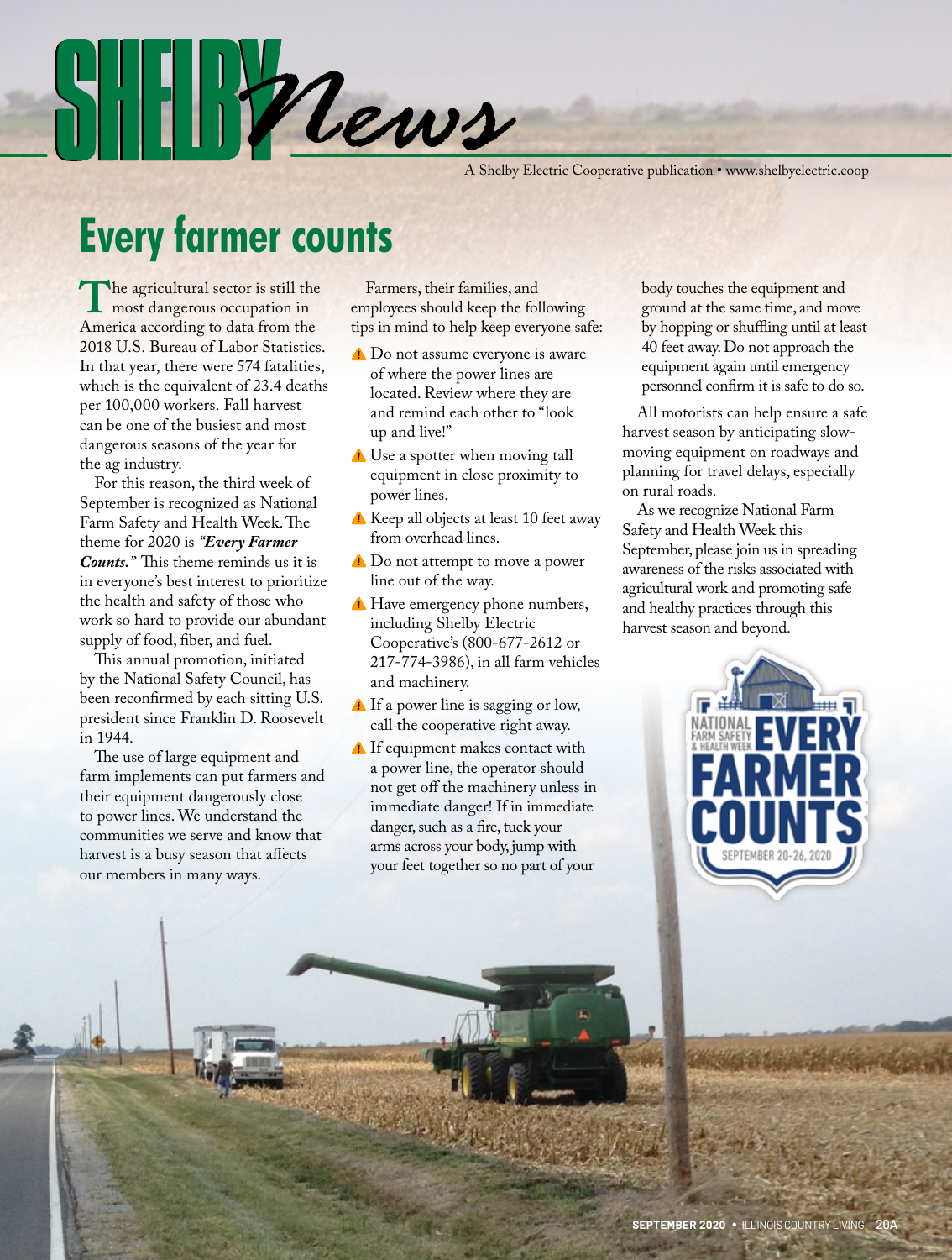# SHELBY News

A Shelby Electric Cooperative publication • www.shelbyelectric.coop

## Every farmer counts

The agricultural sector is still the most dangerous occupation in America according to data from the 2018 U.S. Bureau of Labor Statistics. In that year, there were 574 fatalities, which is the equivalent of 23.4 deaths per 100,000 workers. Fall harvest can be one of the busiest and most dangerous seasons of the year for the ag industry.

For this reason, the third week of September is recognized as National Farm Safety and Health Week. The theme for 2020 is ***"Every Farmer Counts."*** This theme reminds us it is in everyone's best interest to prioritize the health and safety of those who work so hard to provide our abundant supply of food, fiber, and fuel.

This annual promotion, initiated by the National Safety Council, has been reconfirmed by each sitting U.S. president since Franklin D. Roosevelt in 1944.

The use of large equipment and farm implements can put farmers and their equipment dangerously close to power lines. We understand the communities we serve and know that harvest is a busy season that affects our members in many ways.

Farmers, their families, and employees should keep the following tips in mind to help keep everyone safe:

- Do not assume everyone is aware of where the power lines are located. Review where they are and remind each other to "look up and live!"
- Use a spotter when moving tall equipment in close proximity to power lines.
- Keep all objects at least 10 feet away from overhead lines.
- Do not attempt to move a power line out of the way.
- Have emergency phone numbers, including Shelby Electric Cooperative's (800-677-2612 or 217-774-3986), in all farm vehicles and machinery.
- If a power line is sagging or low, call the cooperative right away.
- If equipment makes contact with a power line, the operator should not get off the machinery unless in immediate danger! If in immediate danger, such as a fire, tuck your arms across your body, jump with your feet together so no part of your body touches the equipment and ground at the same time, and move by hopping or shuffling until at least 40 feet away. Do not approach the equipment again until emergency personnel confirm it is safe to do so.

All motorists can help ensure a safe harvest season by anticipating slow-moving equipment on roadways and planning for travel delays, especially on rural roads.

As we recognize National Farm Safety and Health Week this September, please join us in spreading awareness of the risks associated with agricultural work and promoting safe and healthy practices through this harvest season and beyond.

NATIONAL FARM SAFETY & HEALTH WEEK
EVERY FARMER COUNTS
SEPTEMBER 20-26, 2020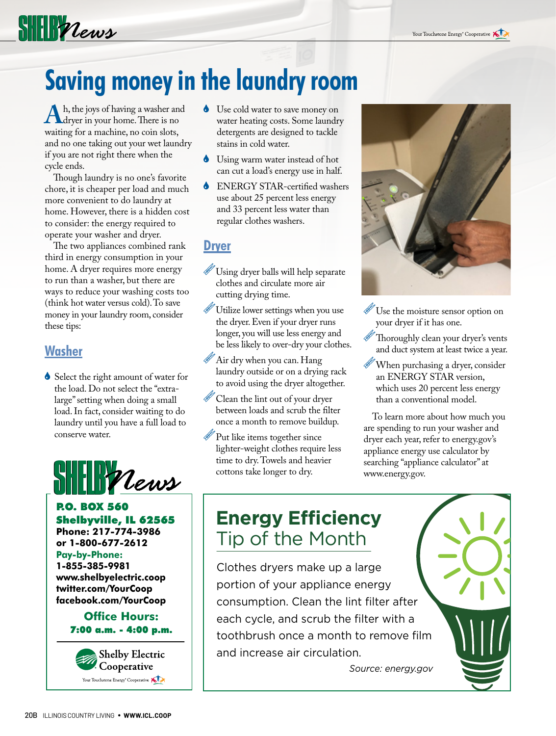# Saving money in the laundry room

Ah, the joys of having a washer and dryer in your home. There is no waiting for a machine, no coin slots, and no one taking out your wet laundry if you are not right there when the cycle ends.

Though laundry is no one's favorite chore, it is cheaper per load and much more convenient to do laundry at home. However, there is a hidden cost to consider: the energy required to operate your washer and dryer.

The two appliances combined rank third in energy consumption in your home. A dryer requires more energy to run than a washer, but there are ways to reduce your washing costs too (think hot water versus cold). To save money in your laundry room, consider these tips:

## Washer

- Select the right amount of water for the load. Do not select the "extra-large" setting when doing a small load. In fact, consider waiting to do laundry until you have a full load to conserve water.
- Use cold water to save money on water heating costs. Some laundry detergents are designed to tackle stains in cold water.
- Using warm water instead of hot can cut a load's energy use in half.
- ENERGY STAR-certified washers use about 25 percent less energy and 33 percent less water than regular clothes washers.

## Dryer

- Using dryer balls will help separate clothes and circulate more air cutting drying time.
- Utilize lower settings when you use the dryer. Even if your dryer runs longer, you will use less energy and be less likely to over-dry your clothes.
- Air dry when you can. Hang laundry outside or on a drying rack to avoid using the dryer altogether.
- Clean the lint out of your dryer between loads and scrub the filter once a month to remove buildup.
- Put like items together since lighter-weight clothes require less time to dry. Towels and heavier cottons take longer to dry.
- Use the moisture sensor option on your dryer if it has one.
- Thoroughly clean your dryer's vents and duct system at least twice a year.
- When purchasing a dryer, consider an ENERGY STAR version, which uses 20 percent less energy than a conventional model.

To learn more about how much you are spending to run your washer and dryer each year, refer to energy.gov's appliance energy use calculator by searching "appliance calculator" at www.energy.gov.

**SHELBY News**

**P.O. BOX 560**
**Shelbyville, IL 62565**
**Phone: 217-774-3986**
**or 1-800-677-2612**
**Pay-by-Phone:**
**1-855-385-9981**
**www.shelbyelectric.coop**
**twitter.com/YourCoop**
**facebook.com/YourCoop**

**Office Hours:**
**7:00 a.m. - 4:00 p.m.**

Shelby Electric Cooperative
Your Touchstone Energy® Cooperative

## Energy Efficiency Tip of the Month

Clothes dryers make up a large portion of your appliance energy consumption. Clean the lint filter after each cycle, and scrub the filter with a toothbrush once a month to remove film and increase air circulation.

*Source: energy.gov*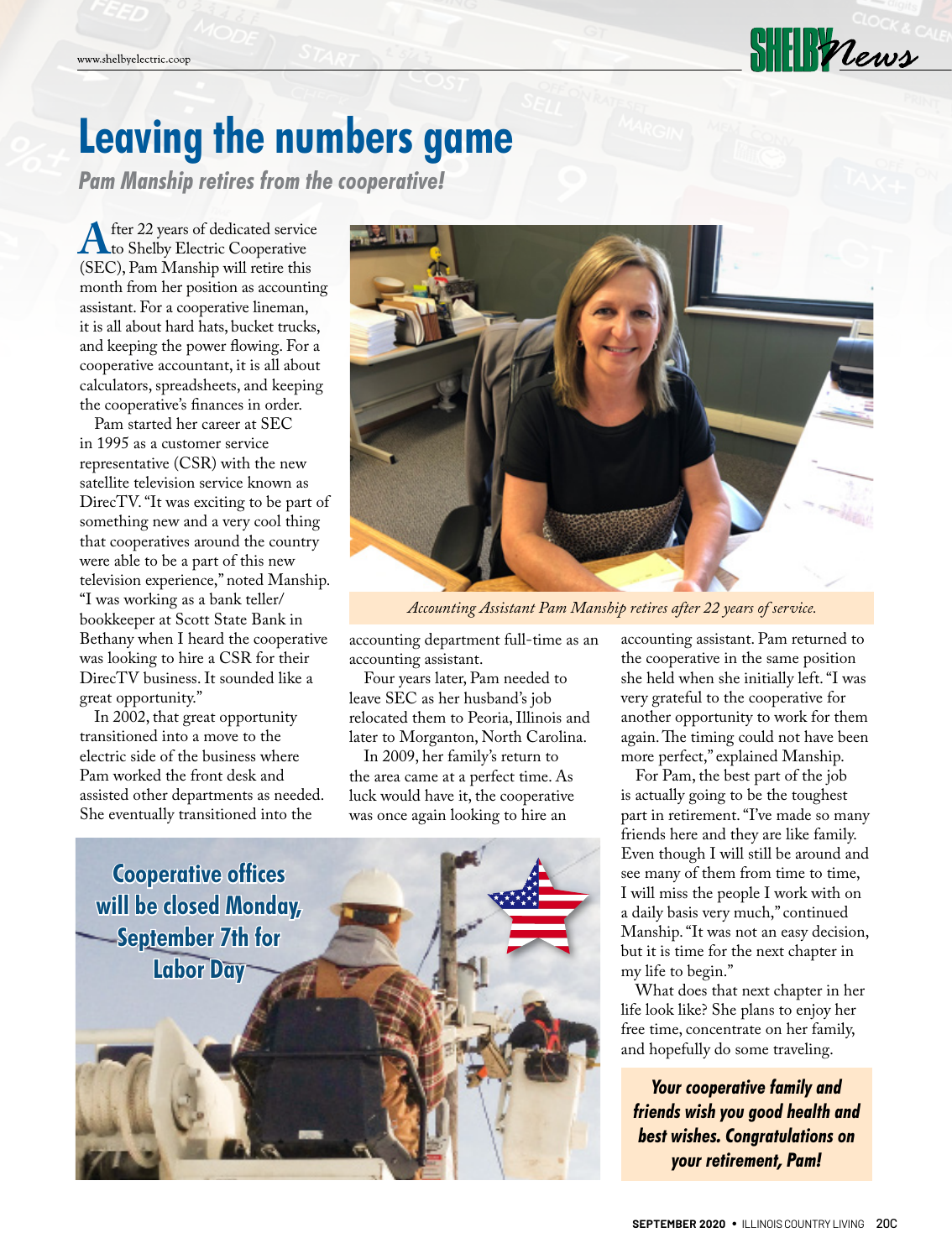# Leaving the numbers game

***Pam Manship retires from the cooperative!***

After 22 years of dedicated service to Shelby Electric Cooperative (SEC), Pam Manship will retire this month from her position as accounting assistant. For a cooperative lineman, it is all about hard hats, bucket trucks, and keeping the power flowing. For a cooperative accountant, it is all about calculators, spreadsheets, and keeping the cooperative's finances in order.

Pam started her career at SEC in 1995 as a customer service representative (CSR) with the new satellite television service known as DirecTV. "It was exciting to be part of something new and a very cool thing that cooperatives around the country were able to be a part of this new television experience," noted Manship. "I was working as a bank teller/ bookkeeper at Scott State Bank in Bethany when I heard the cooperative was looking to hire a CSR for their DirecTV business. It sounded like a great opportunity."

In 2002, that great opportunity transitioned into a move to the electric side of the business where Pam worked the front desk and assisted other departments as needed. She eventually transitioned into the accounting department full-time as an accounting assistant.

*Accounting Assistant Pam Manship retires after 22 years of service.*

Four years later, Pam needed to leave SEC as her husband's job relocated them to Peoria, Illinois and later to Morganton, North Carolina.

In 2009, her family's return to the area came at a perfect time. As luck would have it, the cooperative was once again looking to hire an accounting assistant. Pam returned to the cooperative in the same position she held when she initially left. "I was very grateful to the cooperative for another opportunity to work for them again. The timing could not have been more perfect," explained Manship.

For Pam, the best part of the job is actually going to be the toughest part in retirement. "I've made so many friends here and they are like family. Even though I will still be around and see many of them from time to time, I will miss the people I work with on a daily basis very much," continued Manship. "It was not an easy decision, but it is time for the next chapter in my life to begin."

What does that next chapter in her life look like? She plans to enjoy her free time, concentrate on her family, and hopefully do some traveling.

***Your cooperative family and friends wish you good health and best wishes. Congratulations on your retirement, Pam!***

**Cooperative offices will be closed Monday, September 7th for Labor Day**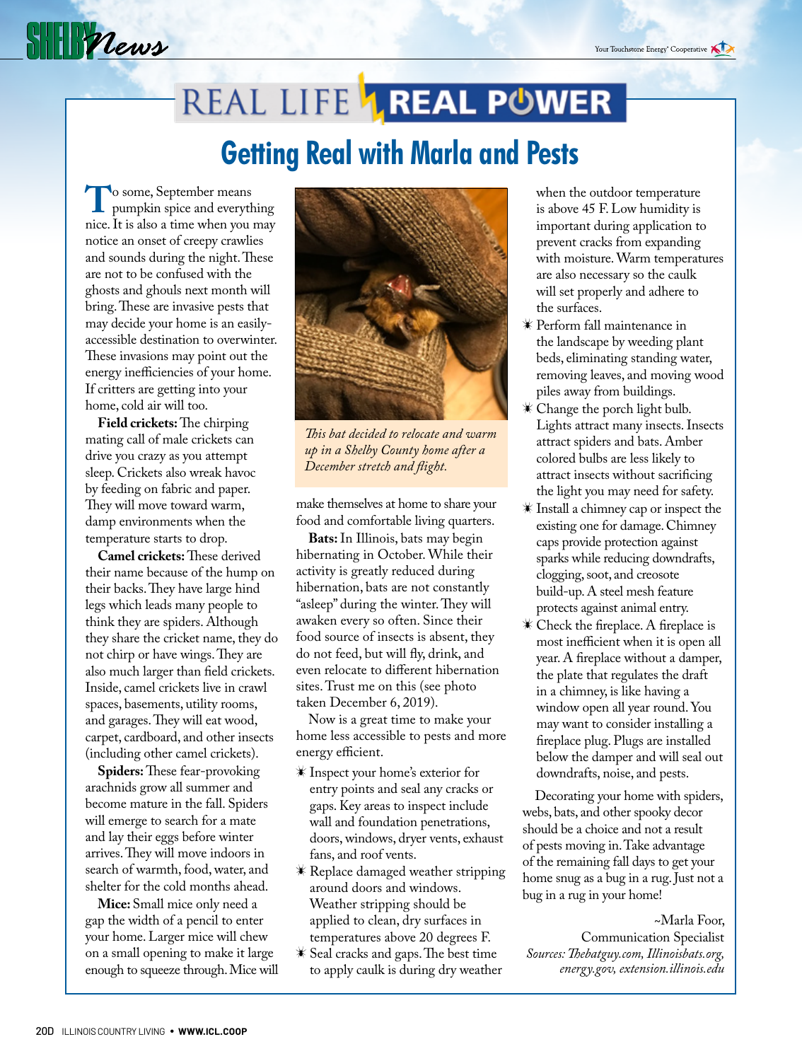# REAL LIFE REAL POWER

## Getting Real with Marla and Pests

To some, September means pumpkin spice and everything nice. It is also a time when you may notice an onset of creepy crawlies and sounds during the night. These are not to be confused with the ghosts and ghouls next month will bring. These are invasive pests that may decide your home is an easily-accessible destination to overwinter. These invasions may point out the energy inefficiencies of your home. If critters are getting into your home, cold air will too.

**Field crickets:** The chirping mating call of male crickets can drive you crazy as you attempt sleep. Crickets also wreak havoc by feeding on fabric and paper. They will move toward warm, damp environments when the temperature starts to drop.

**Camel crickets:** These derived their name because of the hump on their backs. They have large hind legs which leads many people to think they are spiders. Although they share the cricket name, they do not chirp or have wings. They are also much larger than field crickets. Inside, camel crickets live in crawl spaces, basements, utility rooms, and garages. They will eat wood, carpet, cardboard, and other insects (including other camel crickets).

**Spiders:** These fear-provoking arachnids grow all summer and become mature in the fall. Spiders will emerge to search for a mate and lay their eggs before winter arrives. They will move indoors in search of warmth, food, water, and shelter for the cold months ahead.

**Mice:** Small mice only need a gap the width of a pencil to enter your home. Larger mice will chew on a small opening to make it large enough to squeeze through. Mice will make themselves at home to share your food and comfortable living quarters.

*This bat decided to relocate and warm up in a Shelby County home after a December stretch and flight.*

**Bats:** In Illinois, bats may begin hibernating in October. While their activity is greatly reduced during hibernation, bats are not constantly "asleep" during the winter. They will awaken every so often. Since their food source of insects is absent, they do not feed, but will fly, drink, and even relocate to different hibernation sites. Trust me on this (see photo taken December 6, 2019).

Now is a great time to make your home less accessible to pests and more energy efficient.

- Inspect your home's exterior for entry points and seal any cracks or gaps. Key areas to inspect include wall and foundation penetrations, doors, windows, dryer vents, exhaust fans, and roof vents.
- Replace damaged weather stripping around doors and windows. Weather stripping should be applied to clean, dry surfaces in temperatures above 20 degrees F.
- Seal cracks and gaps. The best time to apply caulk is during dry weather when the outdoor temperature is above 45 F. Low humidity is important during application to prevent cracks from expanding with moisture. Warm temperatures are also necessary so the caulk will set properly and adhere to the surfaces.
- Perform fall maintenance in the landscape by weeding plant beds, eliminating standing water, removing leaves, and moving wood piles away from buildings.
- Change the porch light bulb. Lights attract many insects. Insects attract spiders and bats. Amber colored bulbs are less likely to attract insects without sacrificing the light you may need for safety.
- Install a chimney cap or inspect the existing one for damage. Chimney caps provide protection against sparks while reducing downdrafts, clogging, soot, and creosote build-up. A steel mesh feature protects against animal entry.
- Check the fireplace. A fireplace is most inefficient when it is open all year. A fireplace without a damper, the plate that regulates the draft in a chimney, is like having a window open all year round. You may want to consider installing a fireplace plug. Plugs are installed below the damper and will seal out downdrafts, noise, and pests.

Decorating your home with spiders, webs, bats, and other spooky decor should be a choice and not a result of pests moving in. Take advantage of the remaining fall days to get your home snug as a bug in a rug. Just not a bug in a rug in your home!

~Marla Foor,
Communication Specialist

*Sources: Thebatguy.com, Illinoisbats.org, energy.gov, extension.illinois.edu*